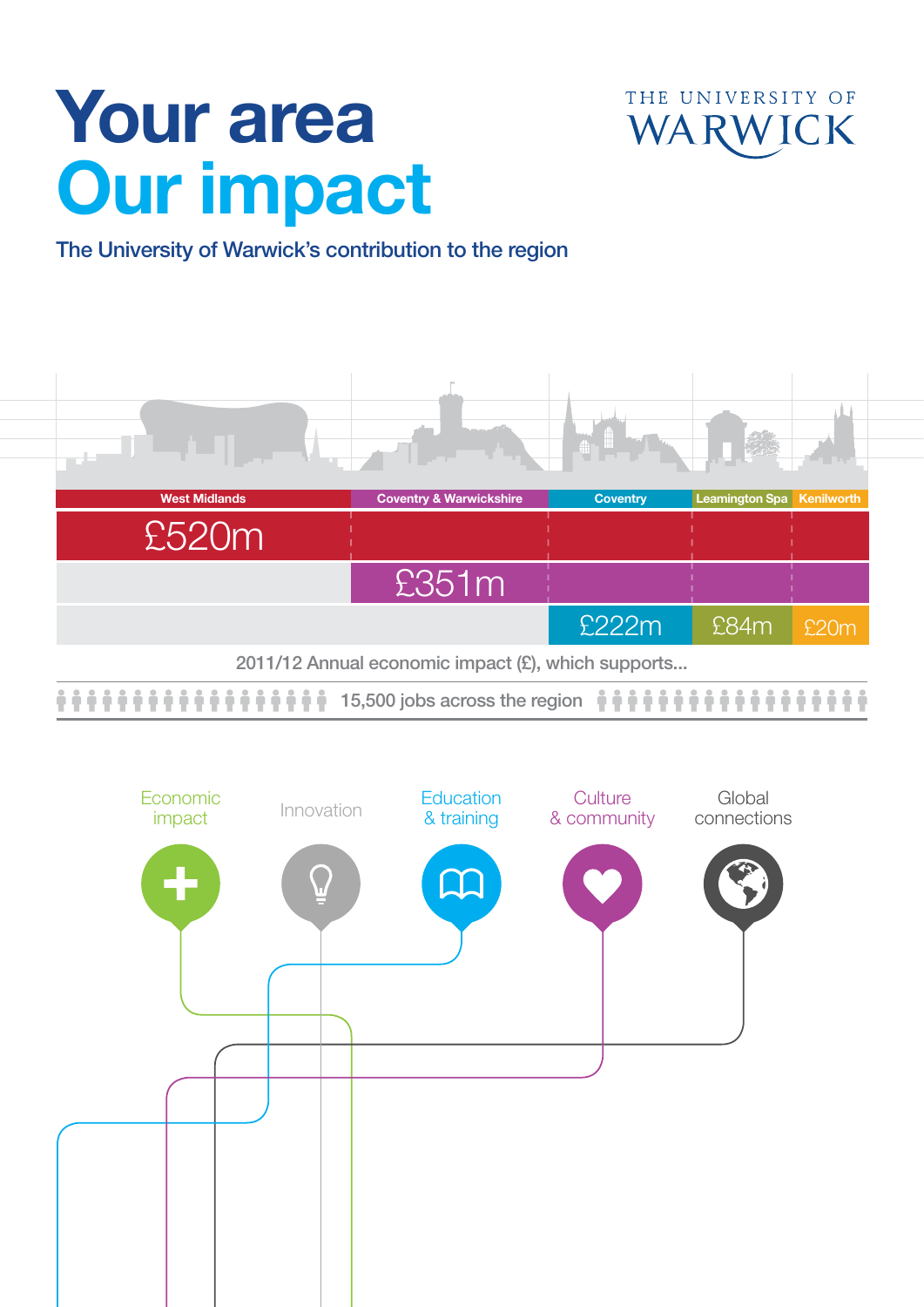# Your area
# Our impact

THE UNIVERSITY OF WARWICK

## The University of Warwick's contribution to the region

| West Midlands | Coventry & Warwickshire | Coventry | Leamington Spa | Kenilworth |
|---|---|---|---|---|
| £520m | | | | |
| | £351m | | | |
| | | £222m | £84m | £20m |

2011/12 Annual economic impact (£), which supports...

15,500 jobs across the region

Economic impact

Innovation

Education & training

Culture & community

Global connections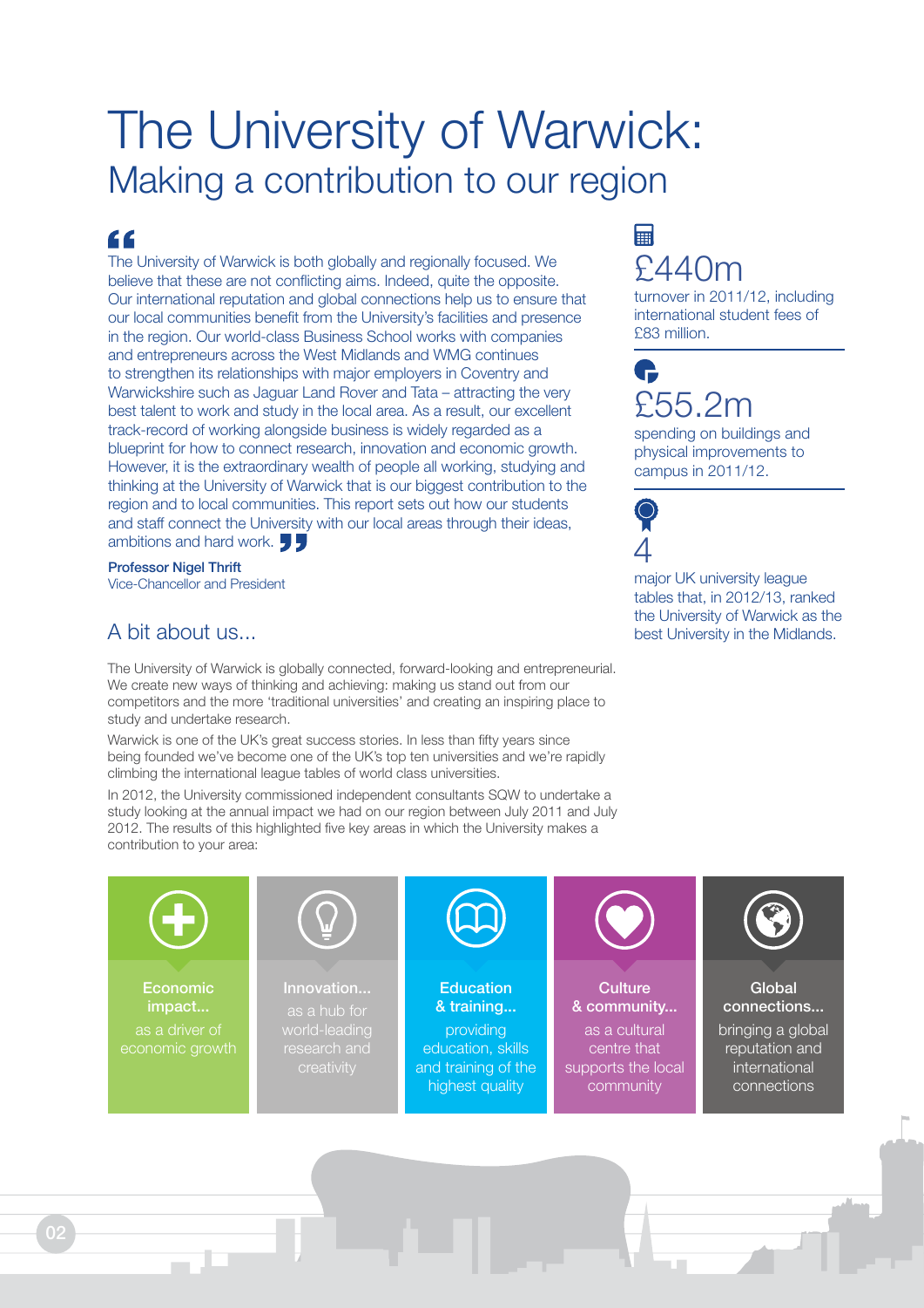# The University of Warwick:
## Making a contribution to our region

"The University of Warwick is both globally and regionally focused. We believe that these are not conflicting aims. Indeed, quite the opposite. Our international reputation and global connections help us to ensure that our local communities benefit from the University's facilities and presence in the region. Our world-class Business School works with companies and entrepreneurs across the West Midlands and WMG continues to strengthen its relationships with major employers in Coventry and Warwickshire such as Jaguar Land Rover and Tata – attracting the very best talent to work and study in the local area. As a result, our excellent track-record of working alongside business is widely regarded as a blueprint for how to connect research, innovation and economic growth. However, it is the extraordinary wealth of people all working, studying and thinking at the University of Warwick that is our biggest contribution to the region and to local communities. This report sets out how our students and staff connect the University with our local areas through their ideas, ambitions and hard work."

**Professor Nigel Thrift**
Vice-Chancellor and President

**£440m**
turnover in 2011/12, including international student fees of £83 million.

**£55.2m**
spending on buildings and physical improvements to campus in 2011/12.

**4**
major UK university league tables that, in 2012/13, ranked the University of Warwick as the best University in the Midlands.

## A bit about us...

The University of Warwick is globally connected, forward-looking and entrepreneurial. We create new ways of thinking and achieving: making us stand out from our competitors and the more 'traditional universities' and creating an inspiring place to study and undertake research.

Warwick is one of the UK's great success stories. In less than fifty years since being founded we've become one of the UK's top ten universities and we're rapidly climbing the international league tables of world class universities.

In 2012, the University commissioned independent consultants SQW to undertake a study looking at the annual impact we had on our region between July 2011 and July 2012. The results of this highlighted five key areas in which the University makes a contribution to your area:

- **Economic impact...** as a driver of economic growth
- **Innovation...** as a hub for world-leading research and creativity
- **Education & training...** providing education, skills and training of the highest quality
- **Culture & community...** as a cultural centre that supports the local community
- **Global connections...** bringing a global reputation and international connections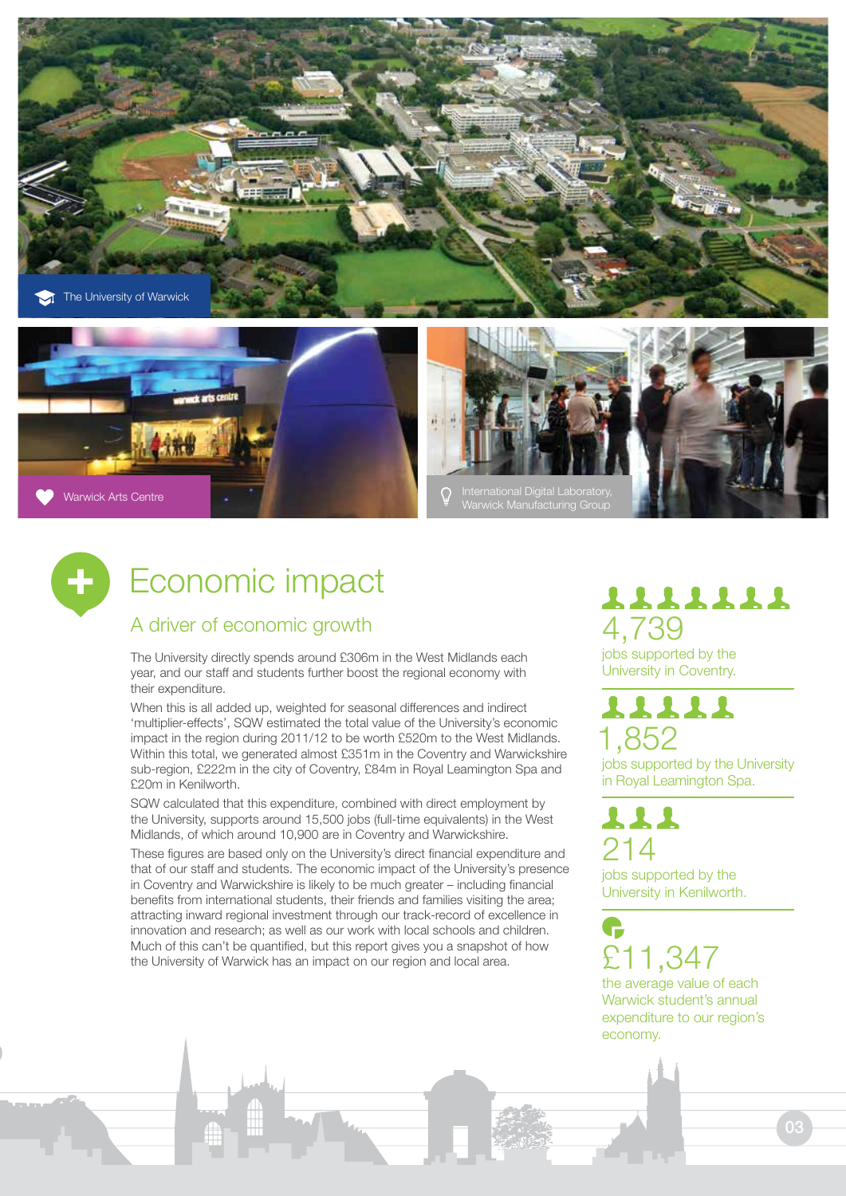The University of Warwick

Warwick Arts Centre

International Digital Laboratory, Warwick Manufacturing Group

# Economic impact

## A driver of economic growth

The University directly spends around £306m in the West Midlands each year, and our staff and students further boost the regional economy with their expenditure.

When this is all added up, weighted for seasonal differences and indirect 'multiplier-effects', SQW estimated the total value of the University's economic impact in the region during 2011/12 to be worth £520m to the West Midlands. Within this total, we generated almost £351m in the Coventry and Warwickshire sub-region, £222m in the city of Coventry, £84m in Royal Leamington Spa and £20m in Kenilworth.

SQW calculated that this expenditure, combined with direct employment by the University, supports around 15,500 jobs (full-time equivalents) in the West Midlands, of which around 10,900 are in Coventry and Warwickshire.

These figures are based only on the University's direct financial expenditure and that of our staff and students. The economic impact of the University's presence in Coventry and Warwickshire is likely to be much greater – including financial benefits from international students, their friends and families visiting the area; attracting inward regional investment through our track-record of excellence in innovation and research; as well as our work with local schools and children. Much of this can't be quantified, but this report gives you a snapshot of how the University of Warwick has an impact on our region and local area.

**4,739**
jobs supported by the University in Coventry.

**1,852**
jobs supported by the University in Royal Leamington Spa.

**214**
jobs supported by the University in Kenilworth.

**£11,347**
the average value of each Warwick student's annual expenditure to our region's economy.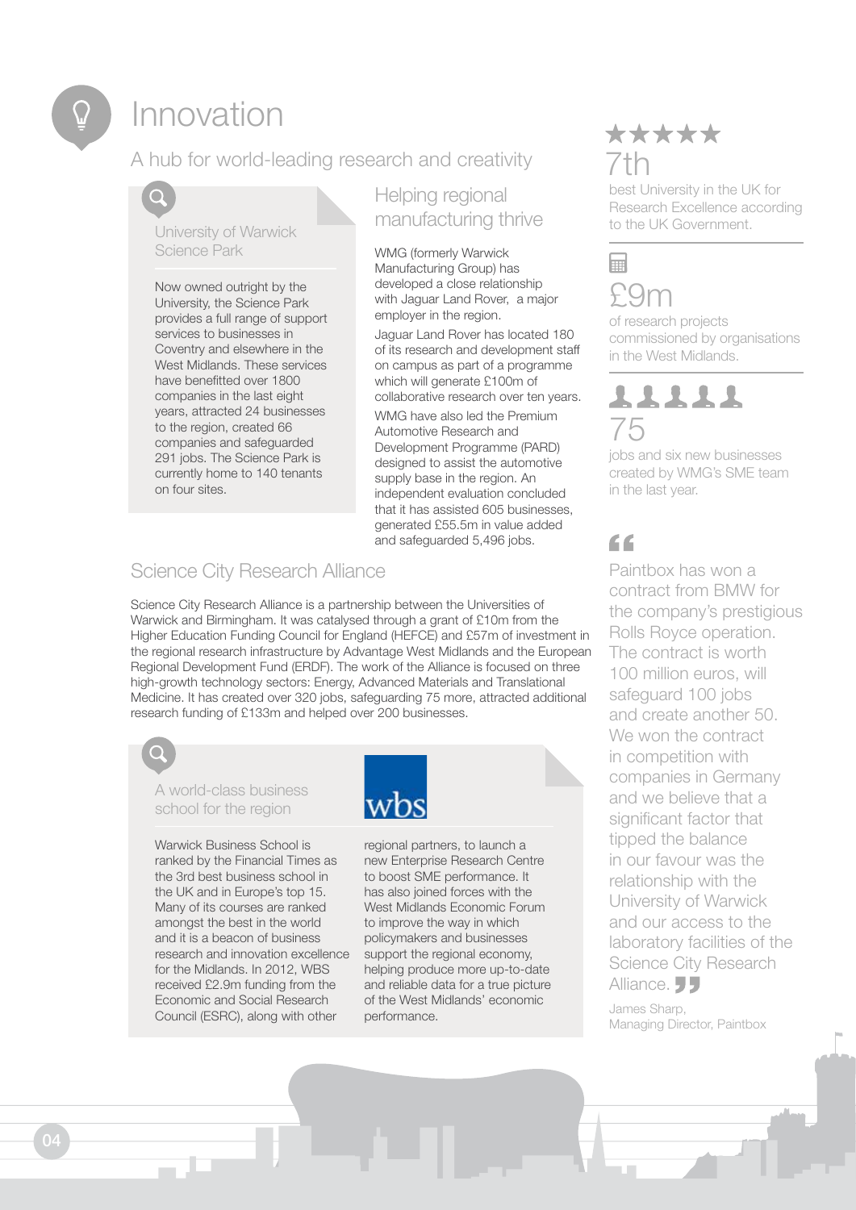# Innovation

## A hub for world-leading research and creativity

### University of Warwick Science Park

Now owned outright by the University, the Science Park provides a full range of support services to businesses in Coventry and elsewhere in the West Midlands. These services have benefitted over 1800 companies in the last eight years, attracted 24 businesses to the region, created 66 companies and safeguarded 291 jobs. The Science Park is currently home to 140 tenants on four sites.

### Helping regional manufacturing thrive

WMG (formerly Warwick Manufacturing Group) has developed a close relationship with Jaguar Land Rover, a major employer in the region.

Jaguar Land Rover has located 180 of its research and development staff on campus as part of a programme which will generate £100m of collaborative research over ten years.

WMG have also led the Premium Automotive Research and Development Programme (PARD) designed to assist the automotive supply base in the region. An independent evaluation concluded that it has assisted 605 businesses, generated £55.5m in value added and safeguarded 5,496 jobs.

### Science City Research Alliance

Science City Research Alliance is a partnership between the Universities of Warwick and Birmingham. It was catalysed through a grant of £10m from the Higher Education Funding Council for England (HEFCE) and £57m of investment in the regional research infrastructure by Advantage West Midlands and the European Regional Development Fund (ERDF). The work of the Alliance is focused on three high-growth technology sectors: Energy, Advanced Materials and Translational Medicine. It has created over 320 jobs, safeguarding 75 more, attracted additional research funding of £133m and helped over 200 businesses.

### A world-class business school for the region

wbs

Warwick Business School is ranked by the Financial Times as the 3rd best business school in the UK and in Europe's top 15. Many of its courses are ranked amongst the best in the world and it is a beacon of business research and innovation excellence for the Midlands. In 2012, WBS received £2.9m funding from the Economic and Social Research Council (ESRC), along with other regional partners, to launch a new Enterprise Research Centre to boost SME performance. It has also joined forces with the West Midlands Economic Forum to improve the way in which policymakers and businesses support the regional economy, helping produce more up-to-date and reliable data for a true picture of the West Midlands' economic performance.

★★★★★

**7th**

best University in the UK for Research Excellence according to the UK Government.

**£9m**

of research projects commissioned by organisations in the West Midlands.

**75**

jobs and six new businesses created by WMG's SME team in the last year.

> "Paintbox has won a contract from BMW for the company's prestigious Rolls Royce operation. The contract is worth 100 million euros, will safeguard 100 jobs and create another 50. We won the contract in competition with companies in Germany and we believe that a significant factor that tipped the balance in our favour was the relationship with the University of Warwick and our access to the laboratory facilities of the Science City Research Alliance."
>
> James Sharp, Managing Director, Paintbox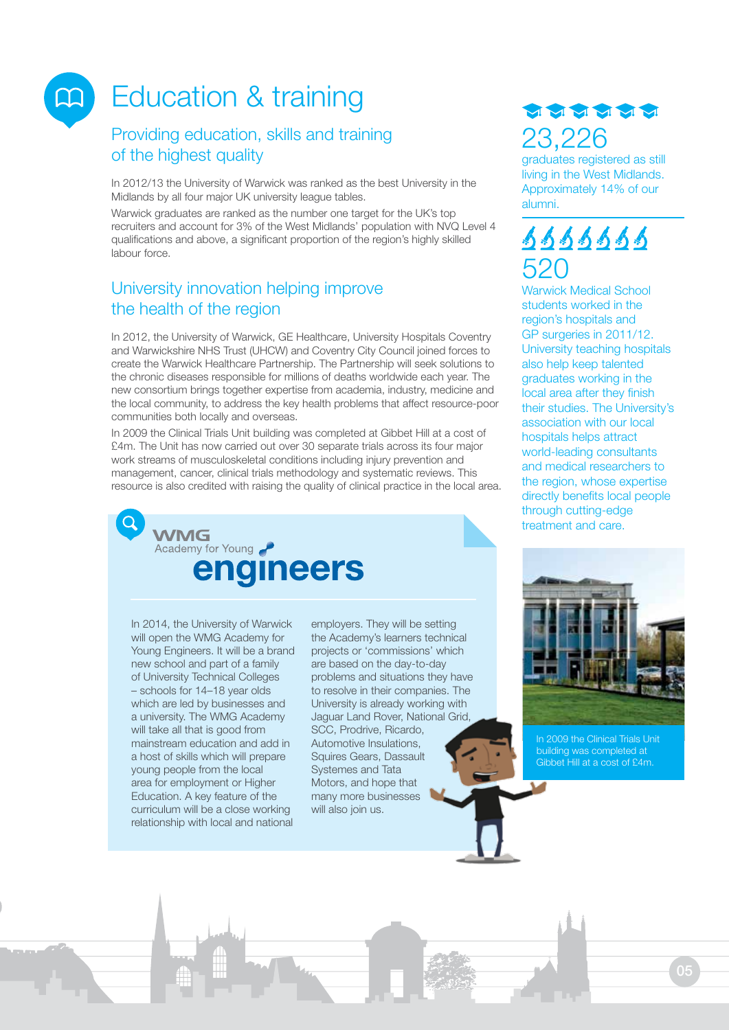# Education & training

## Providing education, skills and training of the highest quality

In 2012/13 the University of Warwick was ranked as the best University in the Midlands by all four major UK university league tables.

Warwick graduates are ranked as the number one target for the UK's top recruiters and account for 3% of the West Midlands' population with NVQ Level 4 qualifications and above, a significant proportion of the region's highly skilled labour force.

## University innovation helping improve the health of the region

In 2012, the University of Warwick, GE Healthcare, University Hospitals Coventry and Warwickshire NHS Trust (UHCW) and Coventry City Council joined forces to create the Warwick Healthcare Partnership. The Partnership will seek solutions to the chronic diseases responsible for millions of deaths worldwide each year. The new consortium brings together expertise from academia, industry, medicine and the local community, to address the key health problems that affect resource-poor communities both locally and overseas.

In 2009 the Clinical Trials Unit building was completed at Gibbet Hill at a cost of £4m. The Unit has now carried out over 30 separate trials across its four major work streams of musculoskeletal conditions including injury prevention and management, cancer, clinical trials methodology and systematic reviews. This resource is also credited with raising the quality of clinical practice in the local area.

### WMG Academy for Young engineers

In 2014, the University of Warwick will open the WMG Academy for Young Engineers. It will be a brand new school and part of a family of University Technical Colleges – schools for 14–18 year olds which are led by businesses and a university. The WMG Academy will take all that is good from mainstream education and add in a host of skills which will prepare young people from the local area for employment or Higher Education. A key feature of the curriculum will be a close working relationship with local and national employers. They will be setting the Academy's learners technical projects or 'commissions' which are based on the day-to-day problems and situations they have to resolve in their companies. The University is already working with Jaguar Land Rover, National Grid, SCC, Prodrive, Ricardo, Automotive Insulations, Squires Gears, Dassault Systemes and Tata Motors, and hope that many more businesses will also join us.

**23,226**

graduates registered as still living in the West Midlands. Approximately 14% of our alumni.

**520**

Warwick Medical School students worked in the region's hospitals and GP surgeries in 2011/12. University teaching hospitals also help keep talented graduates working in the local area after they finish their studies. The University's association with our local hospitals helps attract world-leading consultants and medical researchers to the region, whose expertise directly benefits local people through cutting-edge treatment and care.

In 2009 the Clinical Trials Unit building was completed at Gibbet Hill at a cost of £4m.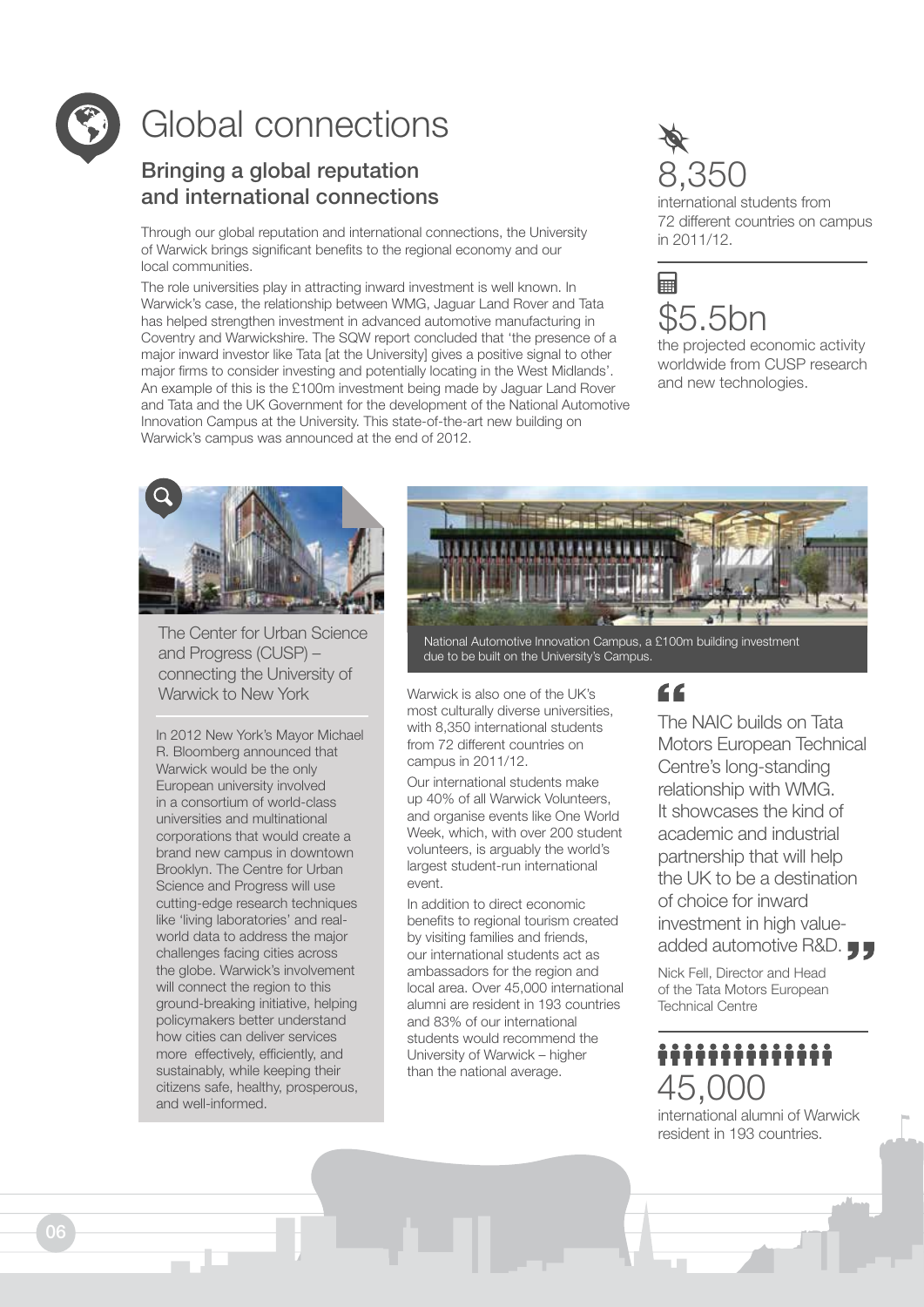# Global connections

## Bringing a global reputation and international connections

Through our global reputation and international connections, the University of Warwick brings significant benefits to the regional economy and our local communities.

The role universities play in attracting inward investment is well known. In Warwick's case, the relationship between WMG, Jaguar Land Rover and Tata has helped strengthen investment in advanced automotive manufacturing in Coventry and Warwickshire. The SQW report concluded that 'the presence of a major inward investor like Tata [at the University] gives a positive signal to other major firms to consider investing and potentially locating in the West Midlands'. An example of this is the £100m investment being made by Jaguar Land Rover and Tata and the UK Government for the development of the National Automotive Innovation Campus at the University. This state-of-the-art new building on Warwick's campus was announced at the end of 2012.

**8,350**
international students from 72 different countries on campus in 2011/12.

**$5.5bn**
the projected economic activity worldwide from CUSP research and new technologies.

### The Center for Urban Science and Progress (CUSP) – connecting the University of Warwick to New York

In 2012 New York's Mayor Michael R. Bloomberg announced that Warwick would be the only European university involved in a consortium of world-class universities and multinational corporations that would create a brand new campus in downtown Brooklyn. The Centre for Urban Science and Progress will use cutting-edge research techniques like 'living laboratories' and real-world data to address the major challenges facing cities across the globe. Warwick's involvement will connect the region to this ground-breaking initiative, helping policymakers better understand how cities can deliver services more effectively, efficiently, and sustainably, while keeping their citizens safe, healthy, prosperous, and well-informed.

National Automotive Innovation Campus, a £100m building investment due to be built on the University's Campus.

Warwick is also one of the UK's most culturally diverse universities, with 8,350 international students from 72 different countries on campus in 2011/12.

Our international students make up 40% of all Warwick Volunteers, and organise events like One World Week, which, with over 200 student volunteers, is arguably the world's largest student-run international event.

In addition to direct economic benefits to regional tourism created by visiting families and friends, our international students act as ambassadors for the region and local area. Over 45,000 international alumni are resident in 193 countries and 83% of our international students would recommend the University of Warwick – higher than the national average.

> "The NAIC builds on Tata Motors European Technical Centre's long-standing relationship with WMG. It showcases the kind of academic and industrial partnership that will help the UK to be a destination of choice for inward investment in high value-added automotive R&D."
>
> Nick Fell, Director and Head of the Tata Motors European Technical Centre

**45,000**
international alumni of Warwick resident in 193 countries.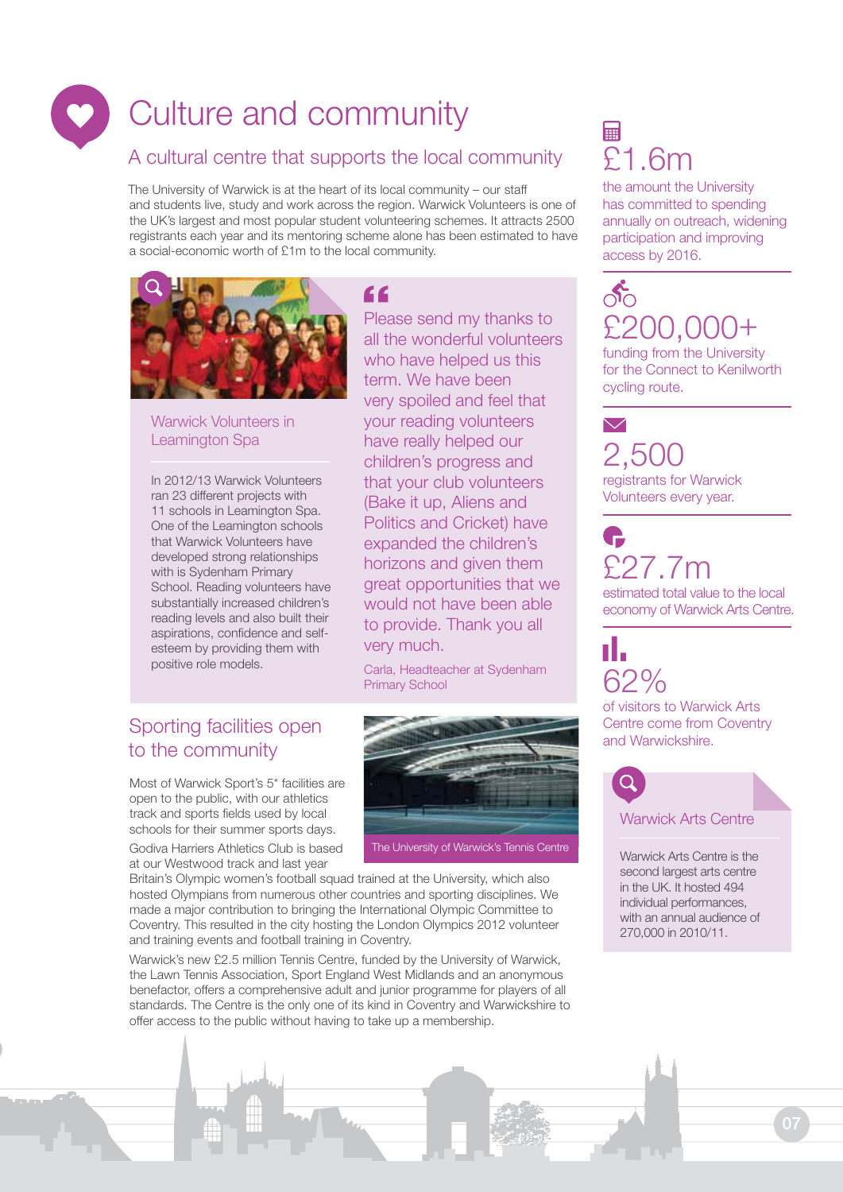# Culture and community

## A cultural centre that supports the local community

The University of Warwick is at the heart of its local community – our staff and students live, study and work across the region. Warwick Volunteers is one of the UK's largest and most popular student volunteering schemes. It attracts 2500 registrants each year and its mentoring scheme alone has been estimated to have a social-economic worth of £1m to the local community.

### Warwick Volunteers in Leamington Spa

In 2012/13 Warwick Volunteers ran 23 different projects with 11 schools in Leamington Spa. One of the Leamington schools that Warwick Volunteers have developed strong relationships with is Sydenham Primary School. Reading volunteers have substantially increased children's reading levels and also built their aspirations, confidence and self-esteem by providing them with positive role models.

> "Please send my thanks to all the wonderful volunteers who have helped us this term. We have been very spoiled and feel that your reading volunteers have really helped our children's progress and that your club volunteers (Bake it up, Aliens and Politics and Cricket) have expanded the children's horizons and given them great opportunities that we would not have been able to provide. Thank you all very much.
>
> Carla, Headteacher at Sydenham Primary School

## Sporting facilities open to the community

Most of Warwick Sport's 5* facilities are open to the public, with our athletics track and sports fields used by local schools for their summer sports days.

Godiva Harriers Athletics Club is based at our Westwood track and last year Britain's Olympic women's football squad trained at the University, which also hosted Olympians from numerous other countries and sporting disciplines. We made a major contribution to bringing the International Olympic Committee to Coventry. This resulted in the city hosting the London Olympics 2012 volunteer and training events and football training in Coventry.

The University of Warwick's Tennis Centre

Warwick's new £2.5 million Tennis Centre, funded by the University of Warwick, the Lawn Tennis Association, Sport England West Midlands and an anonymous benefactor, offers a comprehensive adult and junior programme for players of all standards. The Centre is the only one of its kind in Coventry and Warwickshire to offer access to the public without having to take up a membership.

**£1.6m**
the amount the University has committed to spending annually on outreach, widening participation and improving access by 2016.

**£200,000+**
funding from the University for the Connect to Kenilworth cycling route.

**2,500**
registrants for Warwick Volunteers every year.

**£27.7m**
estimated total value to the local economy of Warwick Arts Centre.

**62%**
of visitors to Warwick Arts Centre come from Coventry and Warwickshire.

### Warwick Arts Centre

Warwick Arts Centre is the second largest arts centre in the UK. It hosted 494 individual performances, with an annual audience of 270,000 in 2010/11.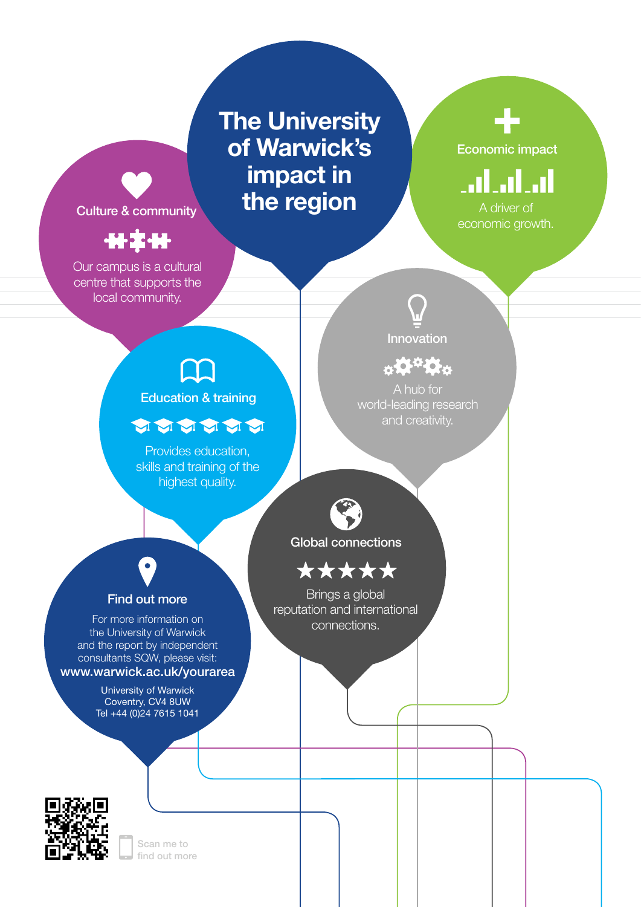# The University of Warwick's impact in the region

## Culture & community

Our campus is a cultural centre that supports the local community.

## Economic impact

A driver of economic growth.

## Innovation

A hub for world-leading research and creativity.

## Education & training

Provides education, skills and training of the highest quality.

## Global connections

Brings a global reputation and international connections.

## Find out more

For more information on the University of Warwick and the report by independent consultants SQW, please visit:

**www.warwick.ac.uk/yourarea**

University of Warwick
Coventry, CV4 8UW
Tel +44 (0)24 7615 1041

Scan me to find out more